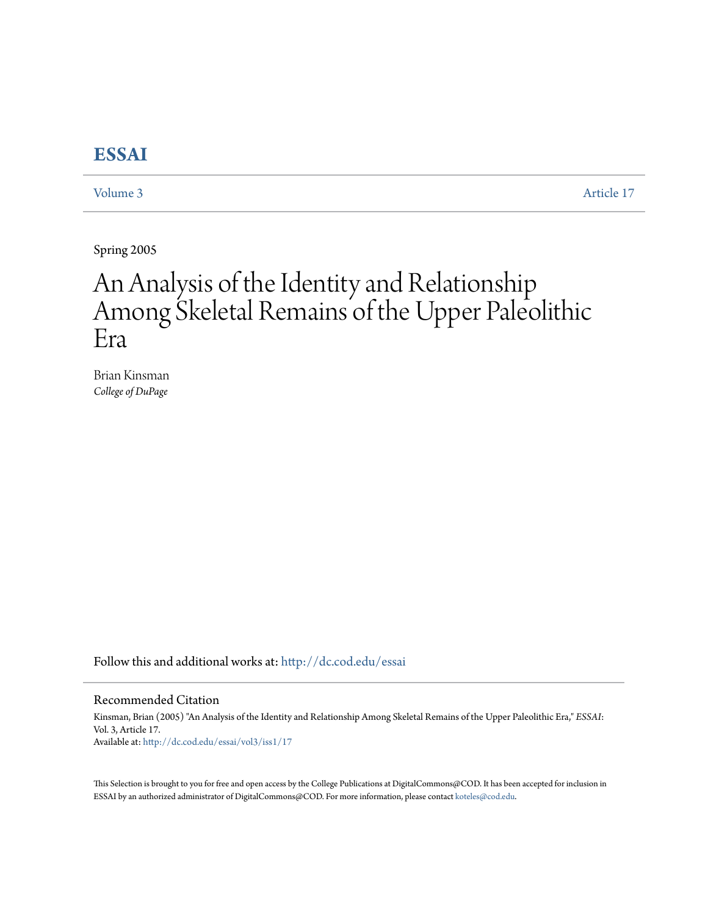# ESSAI

Volume 3 | Article 17

Spring 2005

# An Analysis of the Identity and Relationship Among Skeletal Remains of the Upper Paleolithic Era

Brian Kinsman
*College of DuPage*

Follow this and additional works at: http://dc.cod.edu/essai

## Recommended Citation

Kinsman, Brian (2005) "An Analysis of the Identity and Relationship Among Skeletal Remains of the Upper Paleolithic Era," *ESSAI*: Vol. 3, Article 17.
Available at: http://dc.cod.edu/essai/vol3/iss1/17

This Selection is brought to you for free and open access by the College Publications at DigitalCommons@COD. It has been accepted for inclusion in ESSAI by an authorized administrator of DigitalCommons@COD. For more information, please contact koteles@cod.edu.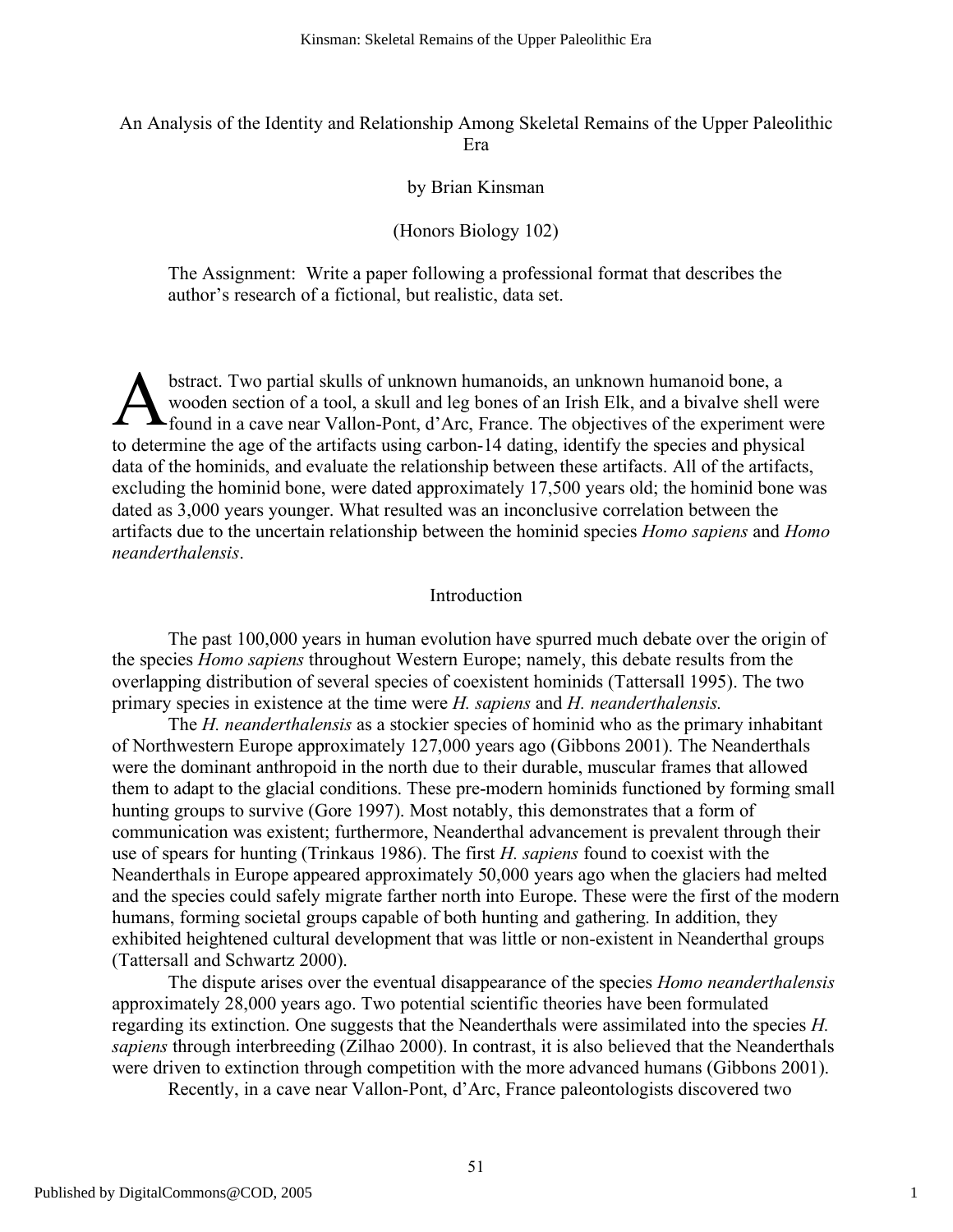An Analysis of the Identity and Relationship Among Skeletal Remains of the Upper Paleolithic Era

by Brian Kinsman

(Honors Biology 102)

The Assignment: Write a paper following a professional format that describes the author's research of a fictional, but realistic, data set.

Abstract. Two partial skulls of unknown humanoids, an unknown humanoid bone, a wooden section of a tool, a skull and leg bones of an Irish Elk, and a bivalve shell were found in a cave near Vallon-Pont, d'Arc, France. The objectives of the experiment were to determine the age of the artifacts using carbon-14 dating, identify the species and physical data of the hominids, and evaluate the relationship between these artifacts. All of the artifacts, excluding the hominid bone, were dated approximately 17,500 years old; the hominid bone was dated as 3,000 years younger. What resulted was an inconclusive correlation between the artifacts due to the uncertain relationship between the hominid species *Homo sapiens* and *Homo neanderthalensis*.

## Introduction

The past 100,000 years in human evolution have spurred much debate over the origin of the species *Homo sapiens* throughout Western Europe; namely, this debate results from the overlapping distribution of several species of coexistent hominids (Tattersall 1995). The two primary species in existence at the time were *H. sapiens* and *H. neanderthalensis.*

The *H. neanderthalensis* as a stockier species of hominid who as the primary inhabitant of Northwestern Europe approximately 127,000 years ago (Gibbons 2001). The Neanderthals were the dominant anthropoid in the north due to their durable, muscular frames that allowed them to adapt to the glacial conditions. These pre-modern hominids functioned by forming small hunting groups to survive (Gore 1997). Most notably, this demonstrates that a form of communication was existent; furthermore, Neanderthal advancement is prevalent through their use of spears for hunting (Trinkaus 1986). The first *H. sapiens* found to coexist with the Neanderthals in Europe appeared approximately 50,000 years ago when the glaciers had melted and the species could safely migrate farther north into Europe. These were the first of the modern humans, forming societal groups capable of both hunting and gathering. In addition, they exhibited heightened cultural development that was little or non-existent in Neanderthal groups (Tattersall and Schwartz 2000).

The dispute arises over the eventual disappearance of the species *Homo neanderthalensis* approximately 28,000 years ago. Two potential scientific theories have been formulated regarding its extinction. One suggests that the Neanderthals were assimilated into the species *H. sapiens* through interbreeding (Zilhao 2000). In contrast, it is also believed that the Neanderthals were driven to extinction through competition with the more advanced humans (Gibbons 2001).

Recently, in a cave near Vallon-Pont, d'Arc, France paleontologists discovered two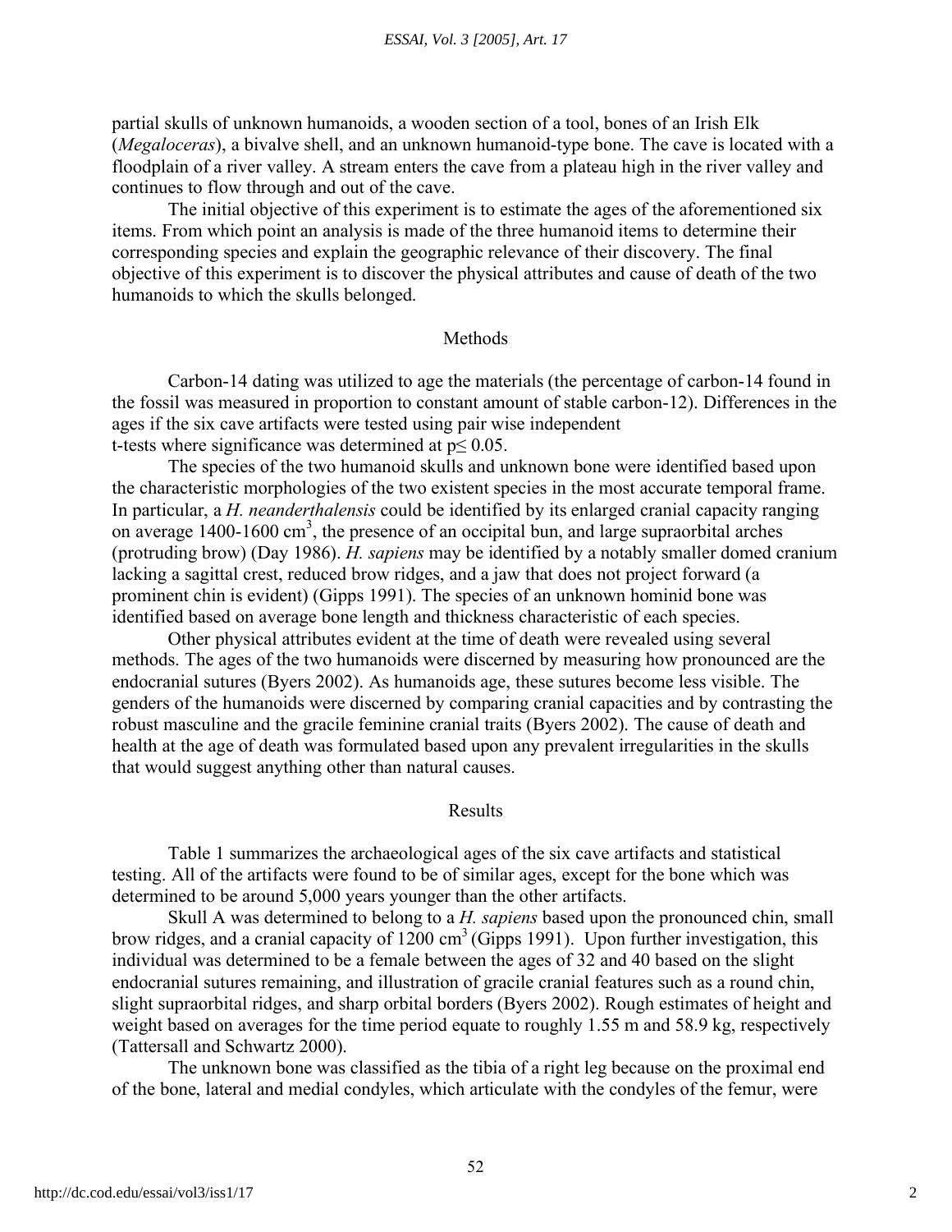partial skulls of unknown humanoids, a wooden section of a tool, bones of an Irish Elk (*Megaloceras*), a bivalve shell, and an unknown humanoid-type bone. The cave is located with a floodplain of a river valley. A stream enters the cave from a plateau high in the river valley and continues to flow through and out of the cave.

The initial objective of this experiment is to estimate the ages of the aforementioned six items. From which point an analysis is made of the three humanoid items to determine their corresponding species and explain the geographic relevance of their discovery. The final objective of this experiment is to discover the physical attributes and cause of death of the two humanoids to which the skulls belonged.

## Methods

Carbon-14 dating was utilized to age the materials (the percentage of carbon-14 found in the fossil was measured in proportion to constant amount of stable carbon-12). Differences in the ages if the six cave artifacts were tested using pair wise independent t-tests where significance was determined at $p \leq 0.05$.

The species of the two humanoid skulls and unknown bone were identified based upon the characteristic morphologies of the two existent species in the most accurate temporal frame. In particular, a *H. neanderthalensis* could be identified by its enlarged cranial capacity ranging on average 1400-1600 $cm^3$, the presence of an occipital bun, and large supraorbital arches (protruding brow) (Day 1986). *H. sapiens* may be identified by a notably smaller domed cranium lacking a sagittal crest, reduced brow ridges, and a jaw that does not project forward (a prominent chin is evident) (Gipps 1991). The species of an unknown hominid bone was identified based on average bone length and thickness characteristic of each species.

Other physical attributes evident at the time of death were revealed using several methods. The ages of the two humanoids were discerned by measuring how pronounced are the endocranial sutures (Byers 2002). As humanoids age, these sutures become less visible. The genders of the humanoids were discerned by comparing cranial capacities and by contrasting the robust masculine and the gracile feminine cranial traits (Byers 2002). The cause of death and health at the age of death was formulated based upon any prevalent irregularities in the skulls that would suggest anything other than natural causes.

## Results

Table 1 summarizes the archaeological ages of the six cave artifacts and statistical testing. All of the artifacts were found to be of similar ages, except for the bone which was determined to be around 5,000 years younger than the other artifacts.

Skull A was determined to belong to a *H. sapiens* based upon the pronounced chin, small brow ridges, and a cranial capacity of 1200 $cm^3$ (Gipps 1991). Upon further investigation, this individual was determined to be a female between the ages of 32 and 40 based on the slight endocranial sutures remaining, and illustration of gracile cranial features such as a round chin, slight supraorbital ridges, and sharp orbital borders (Byers 2002). Rough estimates of height and weight based on averages for the time period equate to roughly 1.55 m and 58.9 kg, respectively (Tattersall and Schwartz 2000).

The unknown bone was classified as the tibia of a right leg because on the proximal end of the bone, lateral and medial condyles, which articulate with the condyles of the femur, were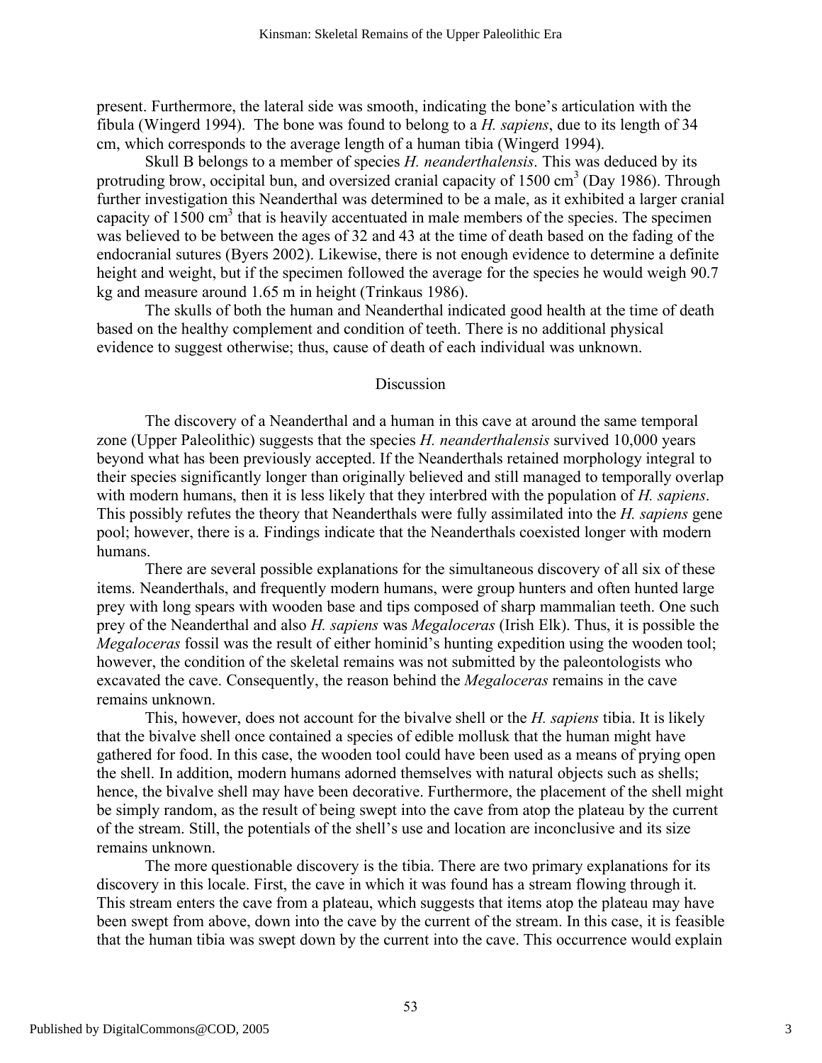present. Furthermore, the lateral side was smooth, indicating the bone's articulation with the fibula (Wingerd 1994). The bone was found to belong to a *H. sapiens*, due to its length of 34 cm, which corresponds to the average length of a human tibia (Wingerd 1994).

Skull B belongs to a member of species *H. neanderthalensis*. This was deduced by its protruding brow, occipital bun, and oversized cranial capacity of 1500 $cm^3$ (Day 1986). Through further investigation this Neanderthal was determined to be a male, as it exhibited a larger cranial capacity of 1500 $cm^3$ that is heavily accentuated in male members of the species. The specimen was believed to be between the ages of 32 and 43 at the time of death based on the fading of the endocranial sutures (Byers 2002). Likewise, there is not enough evidence to determine a definite height and weight, but if the specimen followed the average for the species he would weigh 90.7 kg and measure around 1.65 m in height (Trinkaus 1986).

The skulls of both the human and Neanderthal indicated good health at the time of death based on the healthy complement and condition of teeth. There is no additional physical evidence to suggest otherwise; thus, cause of death of each individual was unknown.

## Discussion

The discovery of a Neanderthal and a human in this cave at around the same temporal zone (Upper Paleolithic) suggests that the species *H. neanderthalensis* survived 10,000 years beyond what has been previously accepted. If the Neanderthals retained morphology integral to their species significantly longer than originally believed and still managed to temporally overlap with modern humans, then it is less likely that they interbred with the population of *H. sapiens*. This possibly refutes the theory that Neanderthals were fully assimilated into the *H. sapiens* gene pool; however, there is a. Findings indicate that the Neanderthals coexisted longer with modern humans.

There are several possible explanations for the simultaneous discovery of all six of these items. Neanderthals, and frequently modern humans, were group hunters and often hunted large prey with long spears with wooden base and tips composed of sharp mammalian teeth. One such prey of the Neanderthal and also *H. sapiens* was *Megaloceras* (Irish Elk). Thus, it is possible the *Megaloceras* fossil was the result of either hominid's hunting expedition using the wooden tool; however, the condition of the skeletal remains was not submitted by the paleontologists who excavated the cave. Consequently, the reason behind the *Megaloceras* remains in the cave remains unknown.

This, however, does not account for the bivalve shell or the *H. sapiens* tibia. It is likely that the bivalve shell once contained a species of edible mollusk that the human might have gathered for food. In this case, the wooden tool could have been used as a means of prying open the shell. In addition, modern humans adorned themselves with natural objects such as shells; hence, the bivalve shell may have been decorative. Furthermore, the placement of the shell might be simply random, as the result of being swept into the cave from atop the plateau by the current of the stream. Still, the potentials of the shell's use and location are inconclusive and its size remains unknown.

The more questionable discovery is the tibia. There are two primary explanations for its discovery in this locale. First, the cave in which it was found has a stream flowing through it. This stream enters the cave from a plateau, which suggests that items atop the plateau may have been swept from above, down into the cave by the current of the stream. In this case, it is feasible that the human tibia was swept down by the current into the cave. This occurrence would explain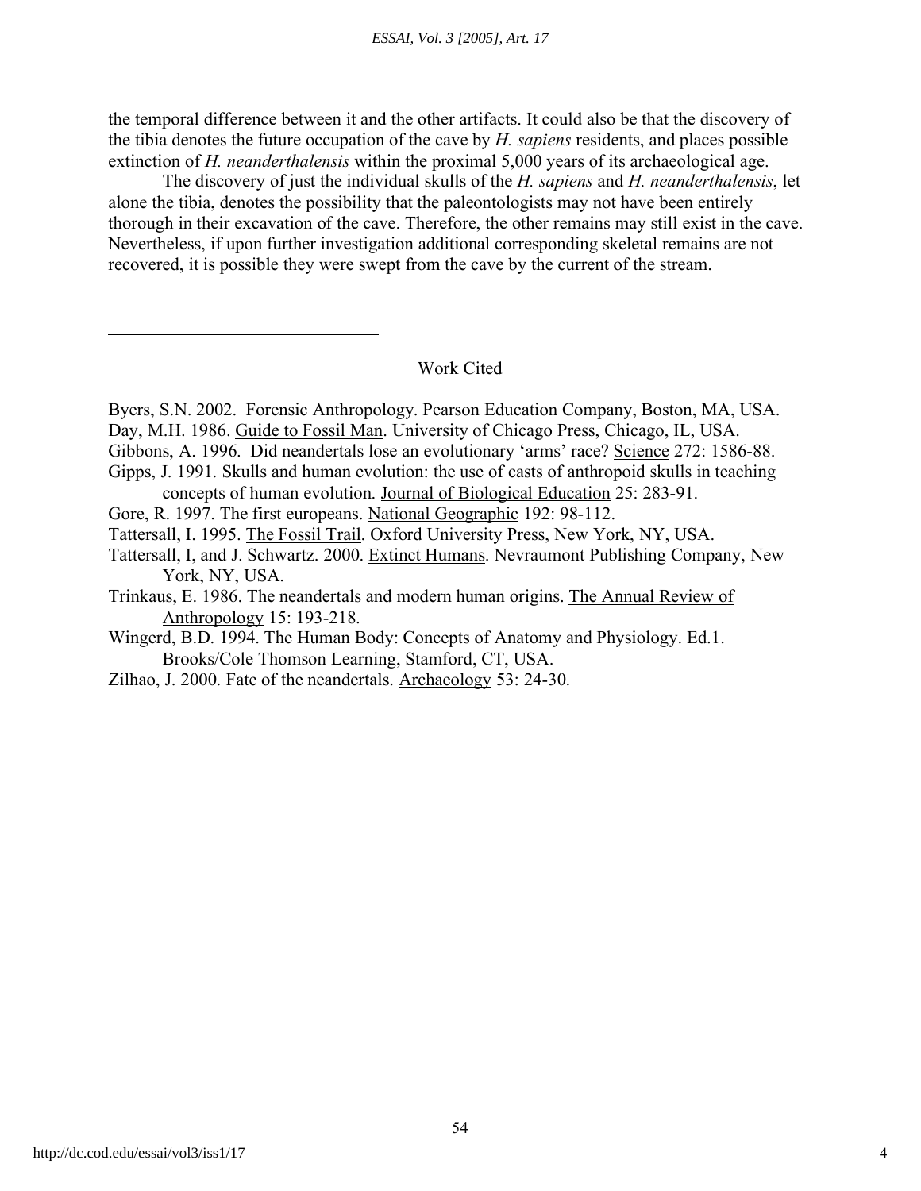the temporal difference between it and the other artifacts. It could also be that the discovery of the tibia denotes the future occupation of the cave by *H. sapiens* residents, and places possible extinction of *H. neanderthalensis* within the proximal 5,000 years of its archaeological age.

The discovery of just the individual skulls of the *H. sapiens* and *H. neanderthalensis*, let alone the tibia, denotes the possibility that the paleontologists may not have been entirely thorough in their excavation of the cave. Therefore, the other remains may still exist in the cave. Nevertheless, if upon further investigation additional corresponding skeletal remains are not recovered, it is possible they were swept from the cave by the current of the stream.

---

## Work Cited

Byers, S.N. 2002. Forensic Anthropology. Pearson Education Company, Boston, MA, USA.

Day, M.H. 1986. Guide to Fossil Man. University of Chicago Press, Chicago, IL, USA.

Gibbons, A. 1996. Did neandertals lose an evolutionary 'arms' race? Science 272: 1586-88.

Gipps, J. 1991. Skulls and human evolution: the use of casts of anthropoid skulls in teaching concepts of human evolution. Journal of Biological Education 25: 283-91.

Gore, R. 1997. The first europeans. National Geographic 192: 98-112.

Tattersall, I. 1995. The Fossil Trail. Oxford University Press, New York, NY, USA.

Tattersall, I, and J. Schwartz. 2000. Extinct Humans. Nevraumont Publishing Company, New York, NY, USA.

Trinkaus, E. 1986. The neandertals and modern human origins. The Annual Review of Anthropology 15: 193-218.

Wingerd, B.D. 1994. The Human Body: Concepts of Anatomy and Physiology. Ed.1. Brooks/Cole Thomson Learning, Stamford, CT, USA.

Zilhao, J. 2000. Fate of the neandertals. Archaeology 53: 24-30.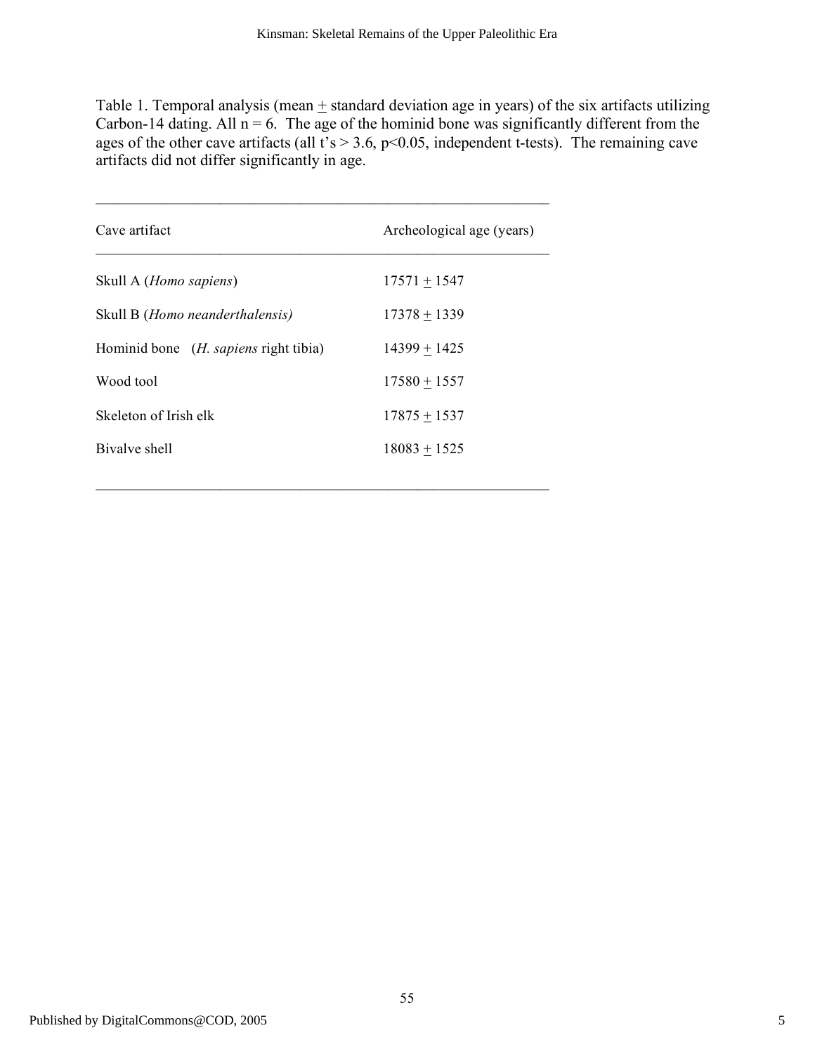Table 1. Temporal analysis (mean ± standard deviation age in years) of the six artifacts utilizing Carbon-14 dating. All $n = 6$. The age of the hominid bone was significantly different from the ages of the other cave artifacts (all t's > 3.6, $p<0.05$, independent t-tests). The remaining cave artifacts did not differ significantly in age.

| Cave artifact | Archeological age (years) |
|---|---|
| Skull A (*Homo sapiens*) | 17571 ± 1547 |
| Skull B (*Homo neanderthalensis)* | 17378 ± 1339 |
| Hominid bone (*H. sapiens* right tibia) | 14399 ± 1425 |
| Wood tool | 17580 ± 1557 |
| Skeleton of Irish elk | 17875 ± 1537 |
| Bivalve shell | 18083 ± 1525 |